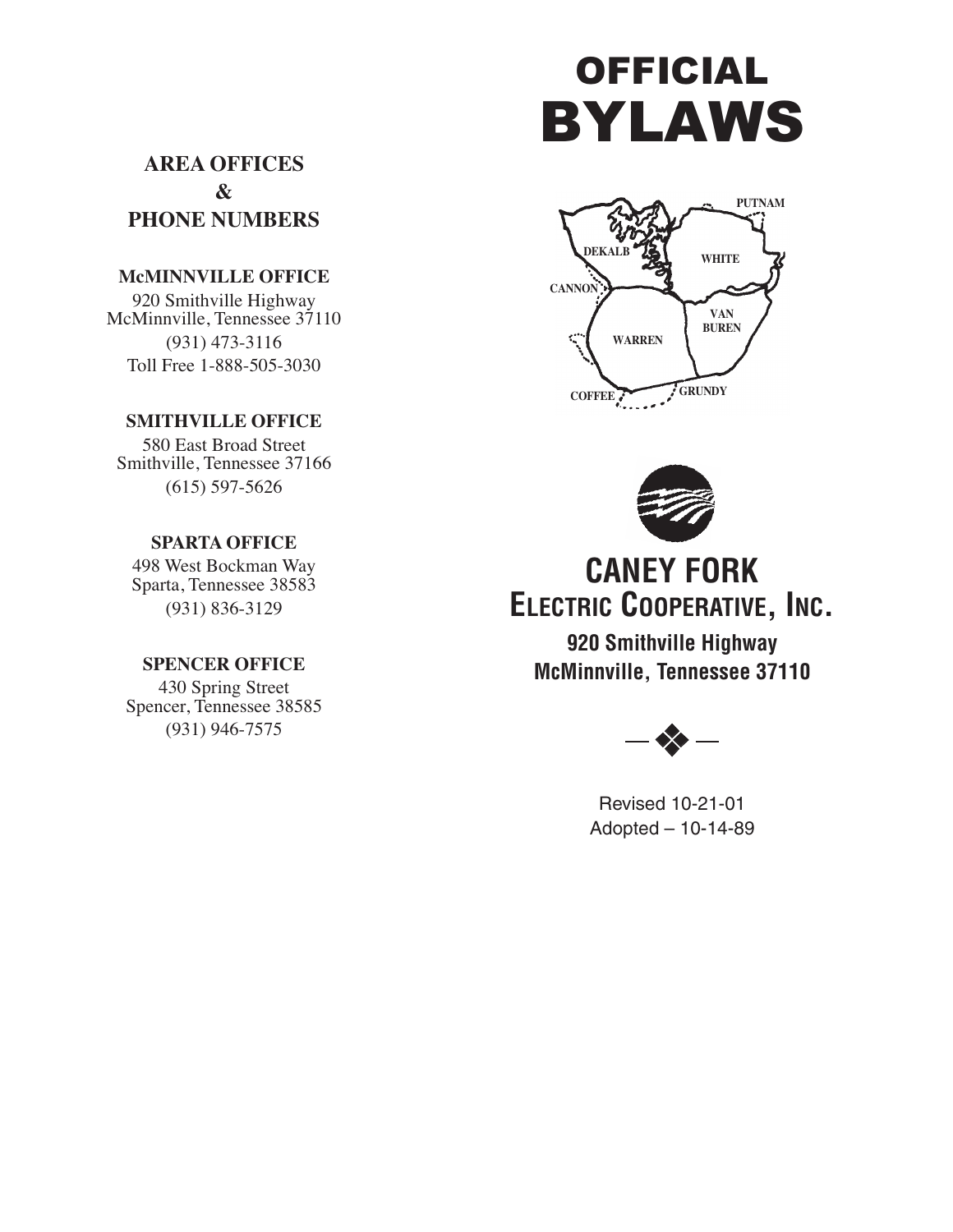# OFFICIAL BYLAWS

## AREA OFFICES & PHONE NUMBERS

**McMINNVILLE OFFICE**

920 Smithville Highway
McMinnville, Tennessee 37110
(931) 473-3116
Toll Free 1-888-505-3030

**SMITHVILLE OFFICE**

580 East Broad Street
Smithville, Tennessee 37166
(615) 597-5626

**SPARTA OFFICE**

498 West Bockman Way
Sparta, Tennessee 38583
(931) 836-3129

**SPENCER OFFICE**

430 Spring Street
Spencer, Tennessee 38585
(931) 946-7575

PUTNAM
DEKALB
WHITE
CANNON
VAN BUREN
WARREN
COFFEE
GRUNDY

## CANEY FORK ELECTRIC COOPERATIVE, INC.

**920 Smithville Highway**
**McMinnville, Tennessee 37110**

Revised 10-21-01
Adopted – 10-14-89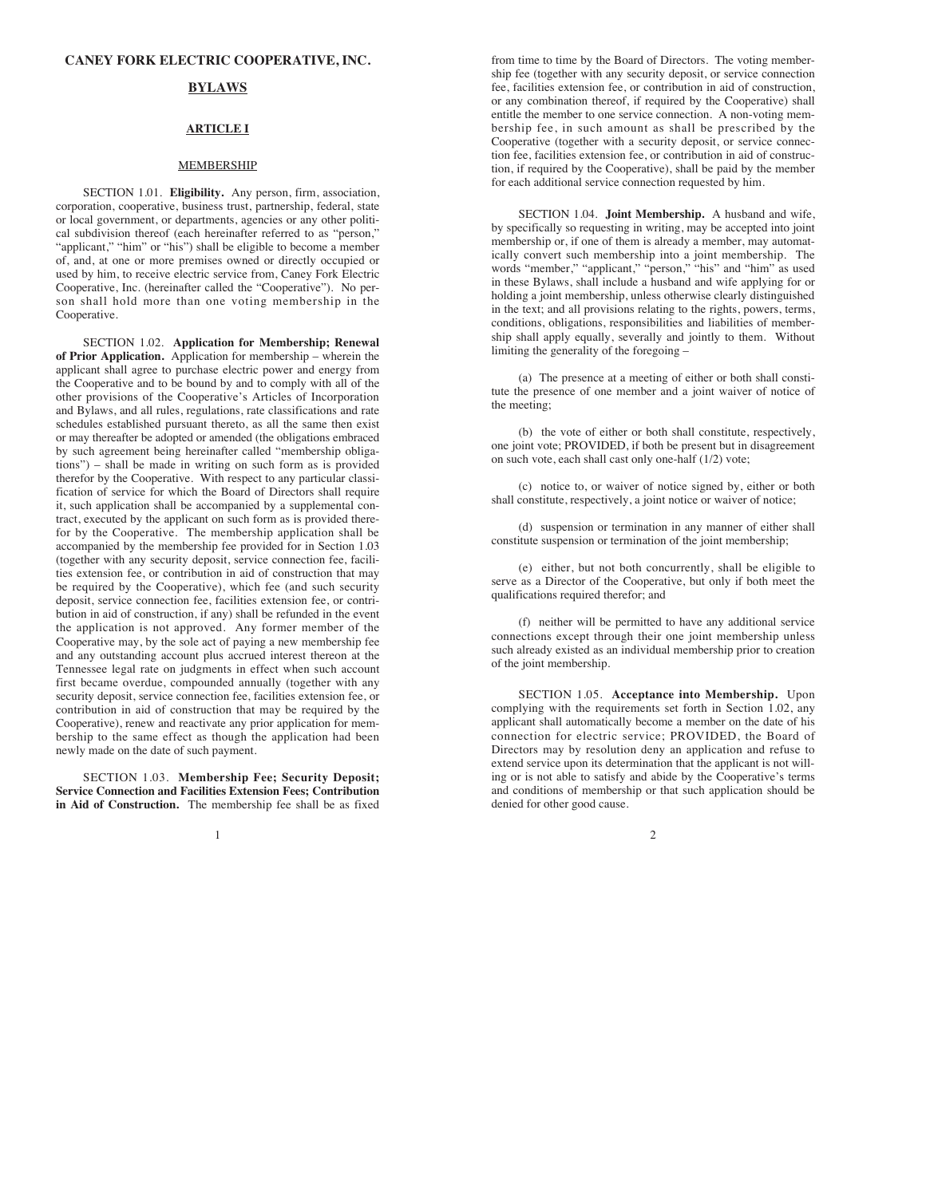# CANEY FORK ELECTRIC COOPERATIVE, INC.

## BYLAWS

### ARTICLE I

#### MEMBERSHIP

SECTION 1.01. **Eligibility.** Any person, firm, association, corporation, cooperative, business trust, partnership, federal, state or local government, or departments, agencies or any other political subdivision thereof (each hereinafter referred to as "person," "applicant," "him" or "his") shall be eligible to become a member of, and, at one or more premises owned or directly occupied or used by him, to receive electric service from, Caney Fork Electric Cooperative, Inc. (hereinafter called the "Cooperative"). No person shall hold more than one voting membership in the Cooperative.

SECTION 1.02. **Application for Membership; Renewal of Prior Application.** Application for membership – wherein the applicant shall agree to purchase electric power and energy from the Cooperative and to be bound by and to comply with all of the other provisions of the Cooperative's Articles of Incorporation and Bylaws, and all rules, regulations, rate classifications and rate schedules established pursuant thereto, as all the same then exist or may thereafter be adopted or amended (the obligations embraced by such agreement being hereinafter called "membership obligations") – shall be made in writing on such form as is provided therefor by the Cooperative. With respect to any particular classification of service for which the Board of Directors shall require it, such application shall be accompanied by a supplemental contract, executed by the applicant on such form as is provided therefor by the Cooperative. The membership application shall be accompanied by the membership fee provided for in Section 1.03 (together with any security deposit, service connection fee, facilities extension fee, or contribution in aid of construction that may be required by the Cooperative), which fee (and such security deposit, service connection fee, facilities extension fee, or contribution in aid of construction, if any) shall be refunded in the event the application is not approved. Any former member of the Cooperative may, by the sole act of paying a new membership fee and any outstanding account plus accrued interest thereon at the Tennessee legal rate on judgments in effect when such account first became overdue, compounded annually (together with any security deposit, service connection fee, facilities extension fee, or contribution in aid of construction that may be required by the Cooperative), renew and reactivate any prior application for membership to the same effect as though the application had been newly made on the date of such payment.

SECTION 1.03. **Membership Fee; Security Deposit; Service Connection and Facilities Extension Fees; Contribution in Aid of Construction.** The membership fee shall be as fixed from time to time by the Board of Directors. The voting membership fee (together with any security deposit, or service connection fee, facilities extension fee, or contribution in aid of construction, or any combination thereof, if required by the Cooperative) shall entitle the member to one service connection. A non-voting membership fee, in such amount as shall be prescribed by the Cooperative (together with a security deposit, or service connection fee, facilities extension fee, or contribution in aid of construction, if required by the Cooperative), shall be paid by the member for each additional service connection requested by him.

SECTION 1.04. **Joint Membership.** A husband and wife, by specifically so requesting in writing, may be accepted into joint membership or, if one of them is already a member, may automatically convert such membership into a joint membership. The words "member," "applicant," "person," "his" and "him" as used in these Bylaws, shall include a husband and wife applying for or holding a joint membership, unless otherwise clearly distinguished in the text; and all provisions relating to the rights, powers, terms, conditions, obligations, responsibilities and liabilities of membership shall apply equally, severally and jointly to them. Without limiting the generality of the foregoing –

(a) The presence at a meeting of either or both shall constitute the presence of one member and a joint waiver of notice of the meeting;

(b) the vote of either or both shall constitute, respectively, one joint vote; PROVIDED, if both be present but in disagreement on such vote, each shall cast only one-half (1/2) vote;

(c) notice to, or waiver of notice signed by, either or both shall constitute, respectively, a joint notice or waiver of notice;

(d) suspension or termination in any manner of either shall constitute suspension or termination of the joint membership;

(e) either, but not both concurrently, shall be eligible to serve as a Director of the Cooperative, but only if both meet the qualifications required therefor; and

(f) neither will be permitted to have any additional service connections except through their one joint membership unless such already existed as an individual membership prior to creation of the joint membership.

SECTION 1.05. **Acceptance into Membership.** Upon complying with the requirements set forth in Section 1.02, any applicant shall automatically become a member on the date of his connection for electric service; PROVIDED, the Board of Directors may by resolution deny an application and refuse to extend service upon its determination that the applicant is not willing or is not able to satisfy and abide by the Cooperative's terms and conditions of membership or that such application should be denied for other good cause.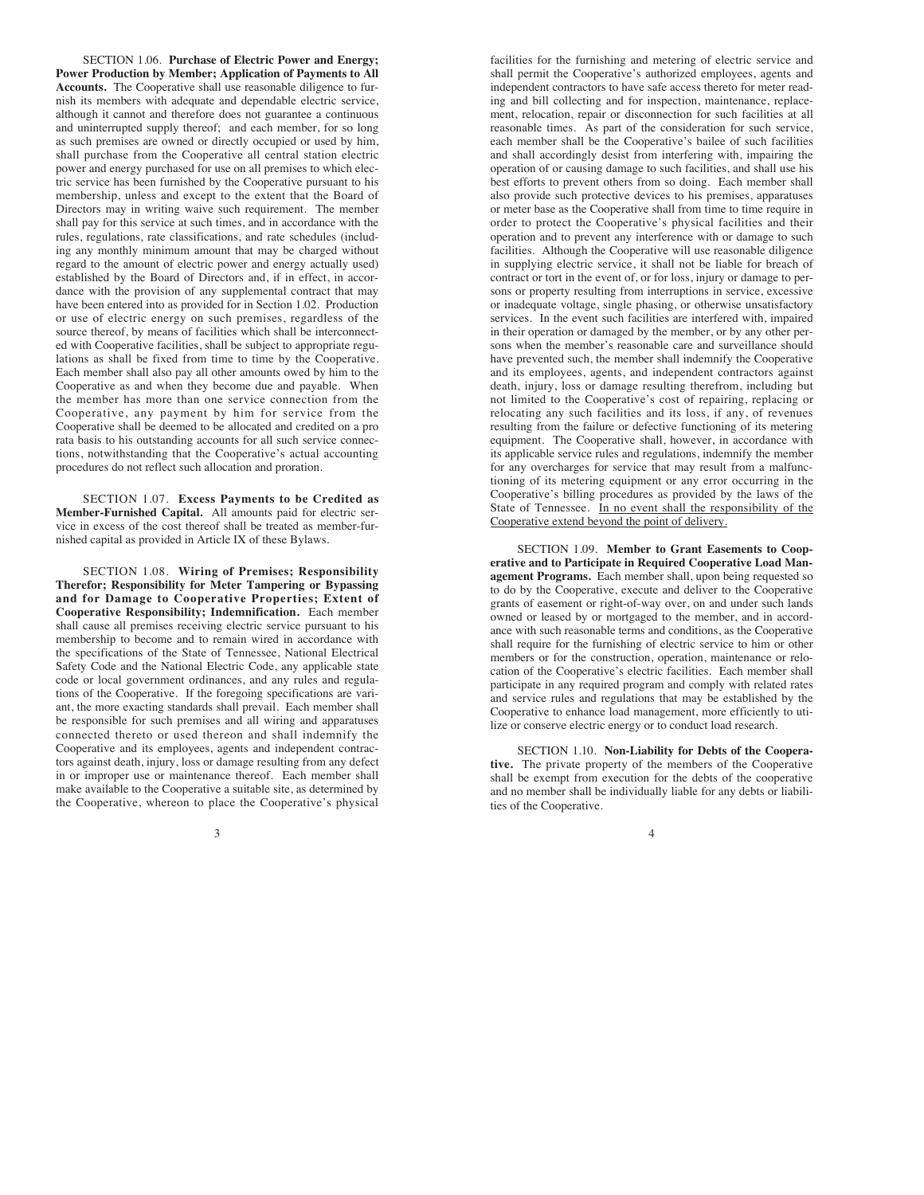SECTION 1.06. **Purchase of Electric Power and Energy; Power Production by Member; Application of Payments to All Accounts.** The Cooperative shall use reasonable diligence to furnish its members with adequate and dependable electric service, although it cannot and therefore does not guarantee a continuous and uninterrupted supply thereof; and each member, for so long as such premises are owned or directly occupied or used by him, shall purchase from the Cooperative all central station electric power and energy purchased for use on all premises to which electric service has been furnished by the Cooperative pursuant to his membership, unless and except to the extent that the Board of Directors may in writing waive such requirement. The member shall pay for this service at such times, and in accordance with the rules, regulations, rate classifications, and rate schedules (including any monthly minimum amount that may be charged without regard to the amount of electric power and energy actually used) established by the Board of Directors and, if in effect, in accordance with the provision of any supplemental contract that may have been entered into as provided for in Section 1.02. Production or use of electric energy on such premises, regardless of the source thereof, by means of facilities which shall be interconnected with Cooperative facilities, shall be subject to appropriate regulations as shall be fixed from time to time by the Cooperative. Each member shall also pay all other amounts owed by him to the Cooperative as and when they become due and payable. When the member has more than one service connection from the Cooperative, any payment by him for service from the Cooperative shall be deemed to be allocated and credited on a pro rata basis to his outstanding accounts for all such service connections, notwithstanding that the Cooperative's actual accounting procedures do not reflect such allocation and proration.

SECTION 1.07. **Excess Payments to be Credited as Member-Furnished Capital.** All amounts paid for electric service in excess of the cost thereof shall be treated as member-furnished capital as provided in Article IX of these Bylaws.

SECTION 1.08. **Wiring of Premises; Responsibility Therefor; Responsibility for Meter Tampering or Bypassing and for Damage to Cooperative Properties; Extent of Cooperative Responsibility; Indemnification.** Each member shall cause all premises receiving electric service pursuant to his membership to become and to remain wired in accordance with the specifications of the State of Tennessee, National Electrical Safety Code and the National Electric Code, any applicable state code or local government ordinances, and any rules and regulations of the Cooperative. If the foregoing specifications are variant, the more exacting standards shall prevail. Each member shall be responsible for such premises and all wiring and apparatuses connected thereto or used thereon and shall indemnify the Cooperative and its employees, agents and independent contractors against death, injury, loss or damage resulting from any defect in or improper use or maintenance thereof. Each member shall make available to the Cooperative a suitable site, as determined by the Cooperative, whereon to place the Cooperative's physical facilities for the furnishing and metering of electric service and shall permit the Cooperative's authorized employees, agents and independent contractors to have safe access thereto for meter reading and bill collecting and for inspection, maintenance, replacement, relocation, repair or disconnection for such facilities at all reasonable times. As part of the consideration for such service, each member shall be the Cooperative's bailee of such facilities and shall accordingly desist from interfering with, impairing the operation of or causing damage to such facilities, and shall use his best efforts to prevent others from so doing. Each member shall also provide such protective devices to his premises, apparatuses or meter base as the Cooperative shall from time to time require in order to protect the Cooperative's physical facilities and their operation and to prevent any interference with or damage to such facilities. Although the Cooperative will use reasonable diligence in supplying electric service, it shall not be liable for breach of contract or tort in the event of, or for loss, injury or damage to persons or property resulting from interruptions in service, excessive or inadequate voltage, single phasing, or otherwise unsatisfactory services. In the event such facilities are interfered with, impaired in their operation or damaged by the member, or by any other persons when the member's reasonable care and surveillance should have prevented such, the member shall indemnify the Cooperative and its employees, agents, and independent contractors against death, injury, loss or damage resulting therefrom, including but not limited to the Cooperative's cost of repairing, replacing or relocating any such facilities and its loss, if any, of revenues resulting from the failure or defective functioning of its metering equipment. The Cooperative shall, however, in accordance with its applicable service rules and regulations, indemnify the member for any overcharges for service that may result from a malfunctioning of its metering equipment or any error occurring in the Cooperative's billing procedures as provided by the laws of the State of Tennessee. <u>In no event shall the responsibility of the Cooperative extend beyond the point of delivery.</u>

SECTION 1.09. **Member to Grant Easements to Cooperative and to Participate in Required Cooperative Load Management Programs.** Each member shall, upon being requested so to do by the Cooperative, execute and deliver to the Cooperative grants of easement or right-of-way over, on and under such lands owned or leased by or mortgaged to the member, and in accordance with such reasonable terms and conditions, as the Cooperative shall require for the furnishing of electric service to him or other members or for the construction, operation, maintenance or relocation of the Cooperative's electric facilities. Each member shall participate in any required program and comply with related rates and service rules and regulations that may be established by the Cooperative to enhance load management, more efficiently to utilize or conserve electric energy or to conduct load research.

SECTION 1.10. **Non-Liability for Debts of the Cooperative.** The private property of the members of the Cooperative shall be exempt from execution for the debts of the cooperative and no member shall be individually liable for any debts or liabilities of the Cooperative.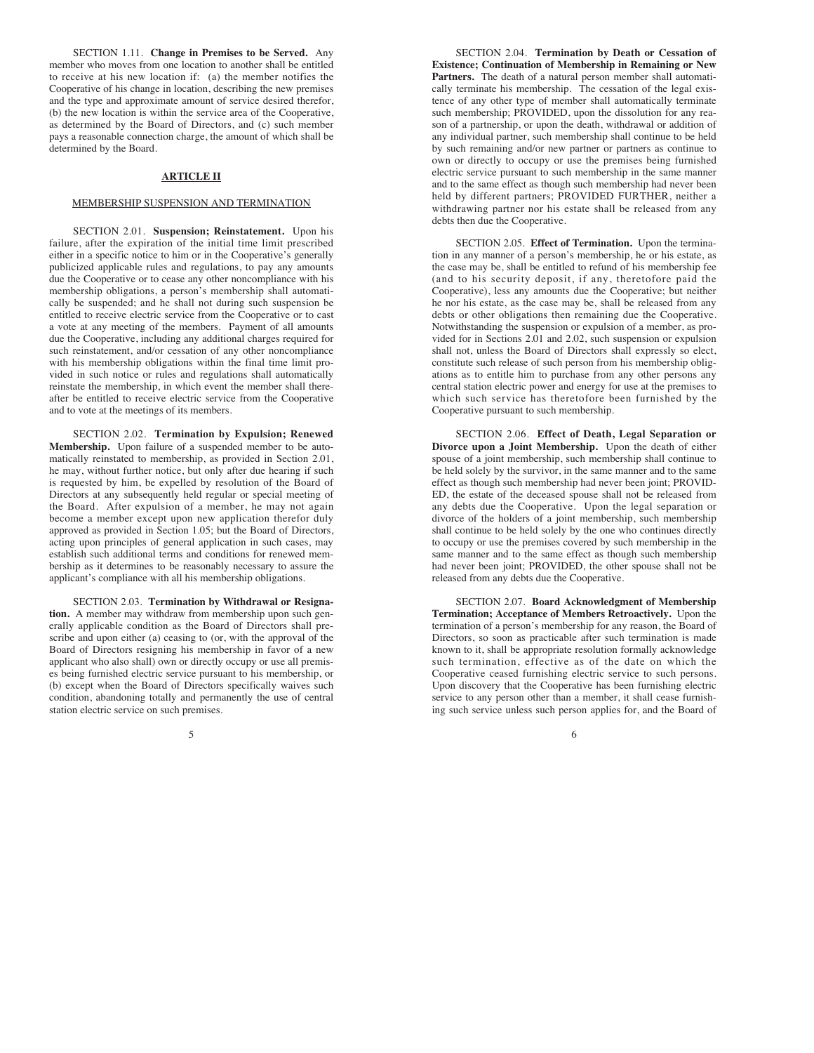SECTION 1.11. **Change in Premises to be Served.** Any member who moves from one location to another shall be entitled to receive at his new location if: (a) the member notifies the Cooperative of his change in location, describing the new premises and the type and approximate amount of service desired therefor, (b) the new location is within the service area of the Cooperative, as determined by the Board of Directors, and (c) such member pays a reasonable connection charge, the amount of which shall be determined by the Board.

## ARTICLE II

### MEMBERSHIP SUSPENSION AND TERMINATION

SECTION 2.01. **Suspension; Reinstatement.** Upon his failure, after the expiration of the initial time limit prescribed either in a specific notice to him or in the Cooperative's generally publicized applicable rules and regulations, to pay any amounts due the Cooperative or to cease any other noncompliance with his membership obligations, a person's membership shall automatically be suspended; and he shall not during such suspension be entitled to receive electric service from the Cooperative or to cast a vote at any meeting of the members. Payment of all amounts due the Cooperative, including any additional charges required for such reinstatement, and/or cessation of any other noncompliance with his membership obligations within the final time limit provided in such notice or rules and regulations shall automatically reinstate the membership, in which event the member shall thereafter be entitled to receive electric service from the Cooperative and to vote at the meetings of its members.

SECTION 2.02. **Termination by Expulsion; Renewed Membership.** Upon failure of a suspended member to be automatically reinstated to membership, as provided in Section 2.01, he may, without further notice, but only after due hearing if such is requested by him, be expelled by resolution of the Board of Directors at any subsequently held regular or special meeting of the Board. After expulsion of a member, he may not again become a member except upon new application therefor duly approved as provided in Section 1.05; but the Board of Directors, acting upon principles of general application in such cases, may establish such additional terms and conditions for renewed membership as it determines to be reasonably necessary to assure the applicant's compliance with all his membership obligations.

SECTION 2.03. **Termination by Withdrawal or Resignation.** A member may withdraw from membership upon such generally applicable condition as the Board of Directors shall prescribe and upon either (a) ceasing to (or, with the approval of the Board of Directors resigning his membership in favor of a new applicant who also shall) own or directly occupy or use all premises being furnished electric service pursuant to his membership, or (b) except when the Board of Directors specifically waives such condition, abandoning totally and permanently the use of central station electric service on such premises.

SECTION 2.04. **Termination by Death or Cessation of Existence; Continuation of Membership in Remaining or New Partners.** The death of a natural person member shall automatically terminate his membership. The cessation of the legal existence of any other type of member shall automatically terminate such membership; PROVIDED, upon the dissolution for any reason of a partnership, or upon the death, withdrawal or addition of any individual partner, such membership shall continue to be held by such remaining and/or new partner or partners as continue to own or directly to occupy or use the premises being furnished electric service pursuant to such membership in the same manner and to the same effect as though such membership had never been held by different partners; PROVIDED FURTHER, neither a withdrawing partner nor his estate shall be released from any debts then due the Cooperative.

SECTION 2.05. **Effect of Termination.** Upon the termination in any manner of a person's membership, he or his estate, as the case may be, shall be entitled to refund of his membership fee (and to his security deposit, if any, theretofore paid the Cooperative), less any amounts due the Cooperative; but neither he nor his estate, as the case may be, shall be released from any debts or other obligations then remaining due the Cooperative. Notwithstanding the suspension or expulsion of a member, as provided for in Sections 2.01 and 2.02, such suspension or expulsion shall not, unless the Board of Directors shall expressly so elect, constitute such release of such person from his membership obligations as to entitle him to purchase from any other persons any central station electric power and energy for use at the premises to which such service has theretofore been furnished by the Cooperative pursuant to such membership.

SECTION 2.06. **Effect of Death, Legal Separation or Divorce upon a Joint Membership.** Upon the death of either spouse of a joint membership, such membership shall continue to be held solely by the survivor, in the same manner and to the same effect as though such membership had never been joint; PROVIDED, the estate of the deceased spouse shall not be released from any debts due the Cooperative. Upon the legal separation or divorce of the holders of a joint membership, such membership shall continue to be held solely by the one who continues directly to occupy or use the premises covered by such membership in the same manner and to the same effect as though such membership had never been joint; PROVIDED, the other spouse shall not be released from any debts due the Cooperative.

SECTION 2.07. **Board Acknowledgment of Membership Termination; Acceptance of Members Retroactively.** Upon the termination of a person's membership for any reason, the Board of Directors, so soon as practicable after such termination is made known to it, shall be appropriate resolution formally acknowledge such termination, effective as of the date on which the Cooperative ceased furnishing electric service to such persons. Upon discovery that the Cooperative has been furnishing electric service to any person other than a member, it shall cease furnishing such service unless such person applies for, and the Board of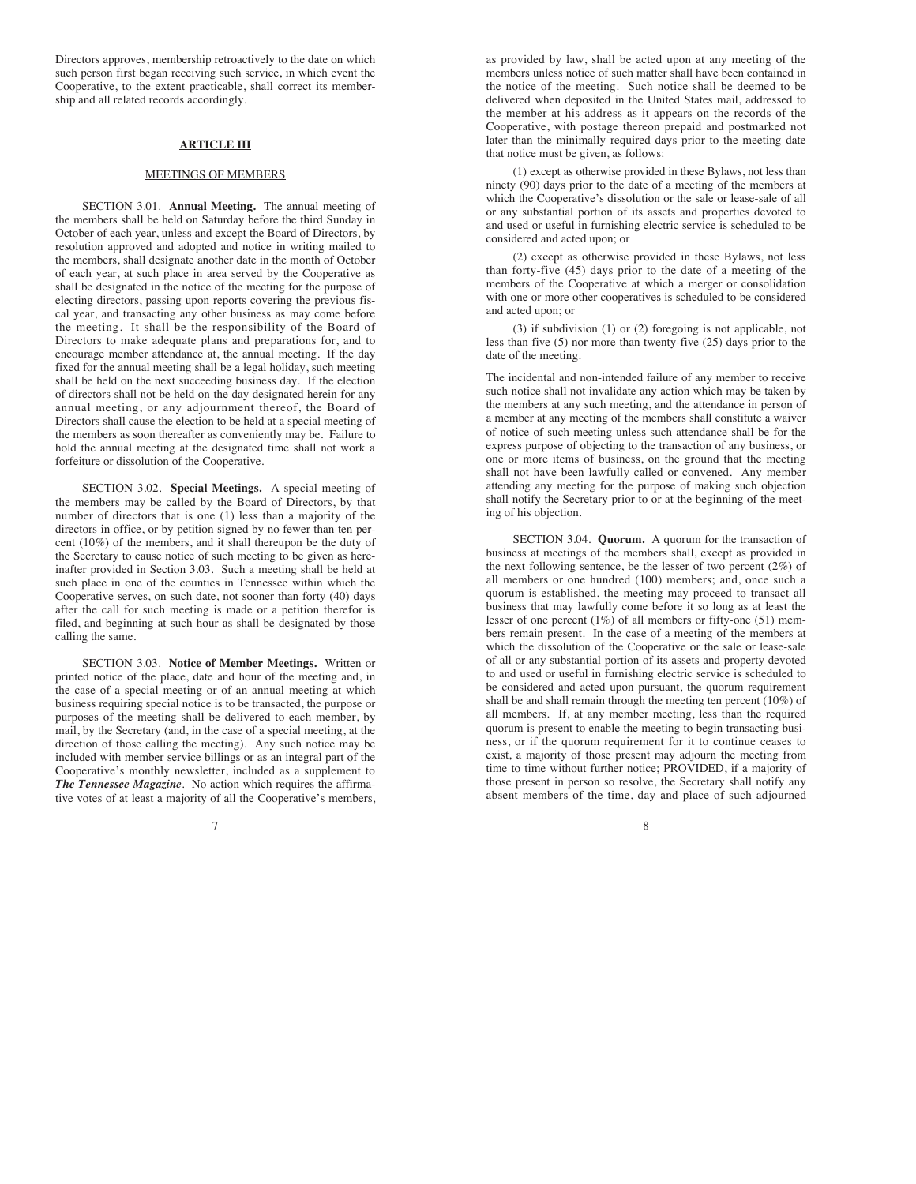Directors approves, membership retroactively to the date on which such person first began receiving such service, in which event the Cooperative, to the extent practicable, shall correct its membership and all related records accordingly.

## ARTICLE III

### MEETINGS OF MEMBERS

SECTION 3.01. **Annual Meeting.** The annual meeting of the members shall be held on Saturday before the third Sunday in October of each year, unless and except the Board of Directors, by resolution approved and adopted and notice in writing mailed to the members, shall designate another date in the month of October of each year, at such place in area served by the Cooperative as shall be designated in the notice of the meeting for the purpose of electing directors, passing upon reports covering the previous fiscal year, and transacting any other business as may come before the meeting. It shall be the responsibility of the Board of Directors to make adequate plans and preparations for, and to encourage member attendance at, the annual meeting. If the day fixed for the annual meeting shall be a legal holiday, such meeting shall be held on the next succeeding business day. If the election of directors shall not be held on the day designated herein for any annual meeting, or any adjournment thereof, the Board of Directors shall cause the election to be held at a special meeting of the members as soon thereafter as conveniently may be. Failure to hold the annual meeting at the designated time shall not work a forfeiture or dissolution of the Cooperative.

SECTION 3.02. **Special Meetings.** A special meeting of the members may be called by the Board of Directors, by that number of directors that is one (1) less than a majority of the directors in office, or by petition signed by no fewer than ten percent (10%) of the members, and it shall thereupon be the duty of the Secretary to cause notice of such meeting to be given as hereinafter provided in Section 3.03. Such a meeting shall be held at such place in one of the counties in Tennessee within which the Cooperative serves, on such date, not sooner than forty (40) days after the call for such meeting is made or a petition therefor is filed, and beginning at such hour as shall be designated by those calling the same.

SECTION 3.03. **Notice of Member Meetings.** Written or printed notice of the place, date and hour of the meeting and, in the case of a special meeting or of an annual meeting at which business requiring special notice is to be transacted, the purpose or purposes of the meeting shall be delivered to each member, by mail, by the Secretary (and, in the case of a special meeting, at the direction of those calling the meeting). Any such notice may be included with member service billings or as an integral part of the Cooperative's monthly newsletter, included as a supplement to ***The Tennessee Magazine***. No action which requires the affirmative votes of at least a majority of all the Cooperative's members, as provided by law, shall be acted upon at any meeting of the members unless notice of such matter shall have been contained in the notice of the meeting. Such notice shall be deemed to be delivered when deposited in the United States mail, addressed to the member at his address as it appears on the records of the Cooperative, with postage thereon prepaid and postmarked not later than the minimally required days prior to the meeting date that notice must be given, as follows:

(1) except as otherwise provided in these Bylaws, not less than ninety (90) days prior to the date of a meeting of the members at which the Cooperative's dissolution or the sale or lease-sale of all or any substantial portion of its assets and properties devoted to and used or useful in furnishing electric service is scheduled to be considered and acted upon; or

(2) except as otherwise provided in these Bylaws, not less than forty-five (45) days prior to the date of a meeting of the members of the Cooperative at which a merger or consolidation with one or more other cooperatives is scheduled to be considered and acted upon; or

(3) if subdivision (1) or (2) foregoing is not applicable, not less than five (5) nor more than twenty-five (25) days prior to the date of the meeting.

The incidental and non-intended failure of any member to receive such notice shall not invalidate any action which may be taken by the members at any such meeting, and the attendance in person of a member at any meeting of the members shall constitute a waiver of notice of such meeting unless such attendance shall be for the express purpose of objecting to the transaction of any business, or one or more items of business, on the ground that the meeting shall not have been lawfully called or convened. Any member attending any meeting for the purpose of making such objection shall notify the Secretary prior to or at the beginning of the meeting of his objection.

SECTION 3.04. **Quorum.** A quorum for the transaction of business at meetings of the members shall, except as provided in the next following sentence, be the lesser of two percent (2%) of all members or one hundred (100) members; and, once such a quorum is established, the meeting may proceed to transact all business that may lawfully come before it so long as at least the lesser of one percent (1%) of all members or fifty-one (51) members remain present. In the case of a meeting of the members at which the dissolution of the Cooperative or the sale or lease-sale of all or any substantial portion of its assets and property devoted to and used or useful in furnishing electric service is scheduled to be considered and acted upon pursuant, the quorum requirement shall be and shall remain through the meeting ten percent (10%) of all members. If, at any member meeting, less than the required quorum is present to enable the meeting to begin transacting business, or if the quorum requirement for it to continue ceases to exist, a majority of those present may adjourn the meeting from time to time without further notice; PROVIDED, if a majority of those present in person so resolve, the Secretary shall notify any absent members of the time, day and place of such adjourned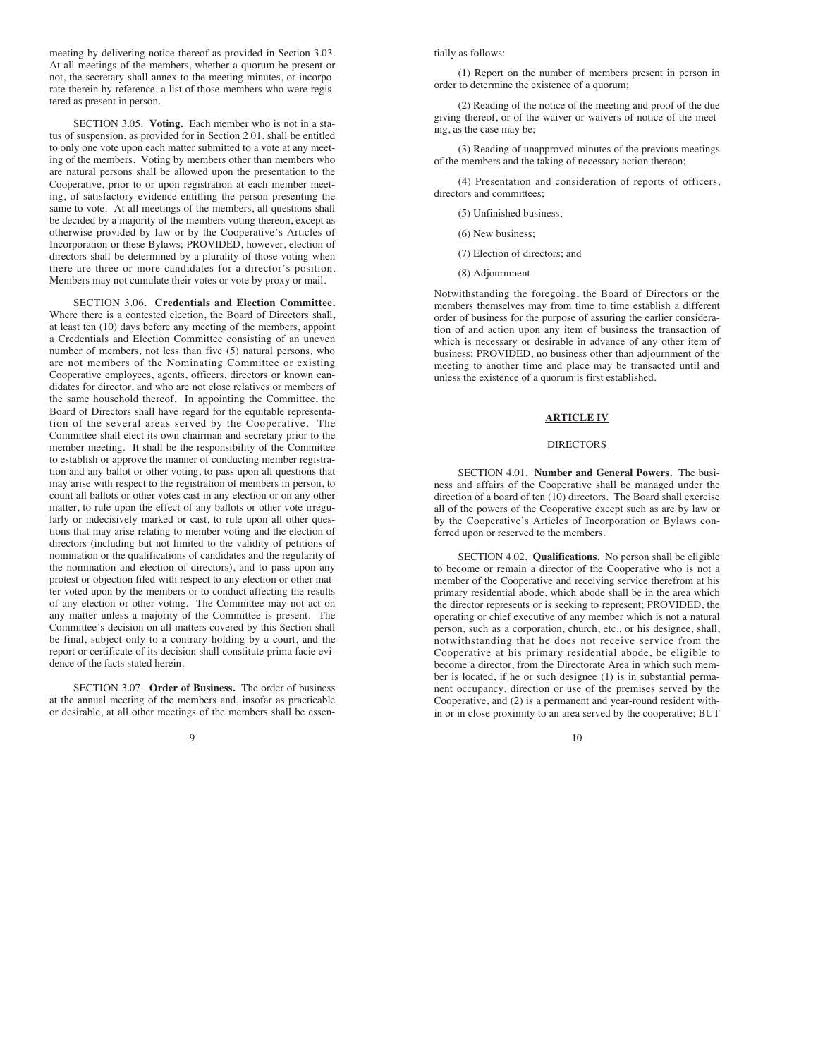meeting by delivering notice thereof as provided in Section 3.03. At all meetings of the members, whether a quorum be present or not, the secretary shall annex to the meeting minutes, or incorporate therein by reference, a list of those members who were registered as present in person.

SECTION 3.05. **Voting.** Each member who is not in a status of suspension, as provided for in Section 2.01, shall be entitled to only one vote upon each matter submitted to a vote at any meeting of the members. Voting by members other than members who are natural persons shall be allowed upon the presentation to the Cooperative, prior to or upon registration at each member meeting, of satisfactory evidence entitling the person presenting the same to vote. At all meetings of the members, all questions shall be decided by a majority of the members voting thereon, except as otherwise provided by law or by the Cooperative's Articles of Incorporation or these Bylaws; PROVIDED, however, election of directors shall be determined by a plurality of those voting when there are three or more candidates for a director's position. Members may not cumulate their votes or vote by proxy or mail.

SECTION 3.06. **Credentials and Election Committee.** Where there is a contested election, the Board of Directors shall, at least ten (10) days before any meeting of the members, appoint a Credentials and Election Committee consisting of an uneven number of members, not less than five (5) natural persons, who are not members of the Nominating Committee or existing Cooperative employees, agents, officers, directors or known candidates for director, and who are not close relatives or members of the same household thereof. In appointing the Committee, the Board of Directors shall have regard for the equitable representation of the several areas served by the Cooperative. The Committee shall elect its own chairman and secretary prior to the member meeting. It shall be the responsibility of the Committee to establish or approve the manner of conducting member registration and any ballot or other voting, to pass upon all questions that may arise with respect to the registration of members in person, to count all ballots or other votes cast in any election or on any other matter, to rule upon the effect of any ballots or other vote irregularly or indecisively marked or cast, to rule upon all other questions that may arise relating to member voting and the election of directors (including but not limited to the validity of petitions of nomination or the qualifications of candidates and the regularity of the nomination and election of directors), and to pass upon any protest or objection filed with respect to any election or other matter voted upon by the members or to conduct affecting the results of any election or other voting. The Committee may not act on any matter unless a majority of the Committee is present. The Committee's decision on all matters covered by this Section shall be final, subject only to a contrary holding by a court, and the report or certificate of its decision shall constitute prima facie evidence of the facts stated herein.

SECTION 3.07. **Order of Business.** The order of business at the annual meeting of the members and, insofar as practicable or desirable, at all other meetings of the members shall be essentially as follows:

(1) Report on the number of members present in person in order to determine the existence of a quorum;

(2) Reading of the notice of the meeting and proof of the due giving thereof, or of the waiver or waivers of notice of the meeting, as the case may be;

(3) Reading of unapproved minutes of the previous meetings of the members and the taking of necessary action thereon;

(4) Presentation and consideration of reports of officers, directors and committees;

(5) Unfinished business;

(6) New business;

(7) Election of directors; and

(8) Adjournment.

Notwithstanding the foregoing, the Board of Directors or the members themselves may from time to time establish a different order of business for the purpose of assuring the earlier consideration of and action upon any item of business the transaction of which is necessary or desirable in advance of any other item of business; PROVIDED, no business other than adjournment of the meeting to another time and place may be transacted until and unless the existence of a quorum is first established.

## ARTICLE IV

### DIRECTORS

SECTION 4.01. **Number and General Powers.** The business and affairs of the Cooperative shall be managed under the direction of a board of ten (10) directors. The Board shall exercise all of the powers of the Cooperative except such as are by law or by the Cooperative's Articles of Incorporation or Bylaws conferred upon or reserved to the members.

SECTION 4.02. **Qualifications.** No person shall be eligible to become or remain a director of the Cooperative who is not a member of the Cooperative and receiving service therefrom at his primary residential abode, which abode shall be in the area which the director represents or is seeking to represent; PROVIDED, the operating or chief executive of any member which is not a natural person, such as a corporation, church, etc., or his designee, shall, notwithstanding that he does not receive service from the Cooperative at his primary residential abode, be eligible to become a director, from the Directorate Area in which such member is located, if he or such designee (1) is in substantial permanent occupancy, direction or use of the premises served by the Cooperative, and (2) is a permanent and year-round resident within or in close proximity to an area served by the cooperative; BUT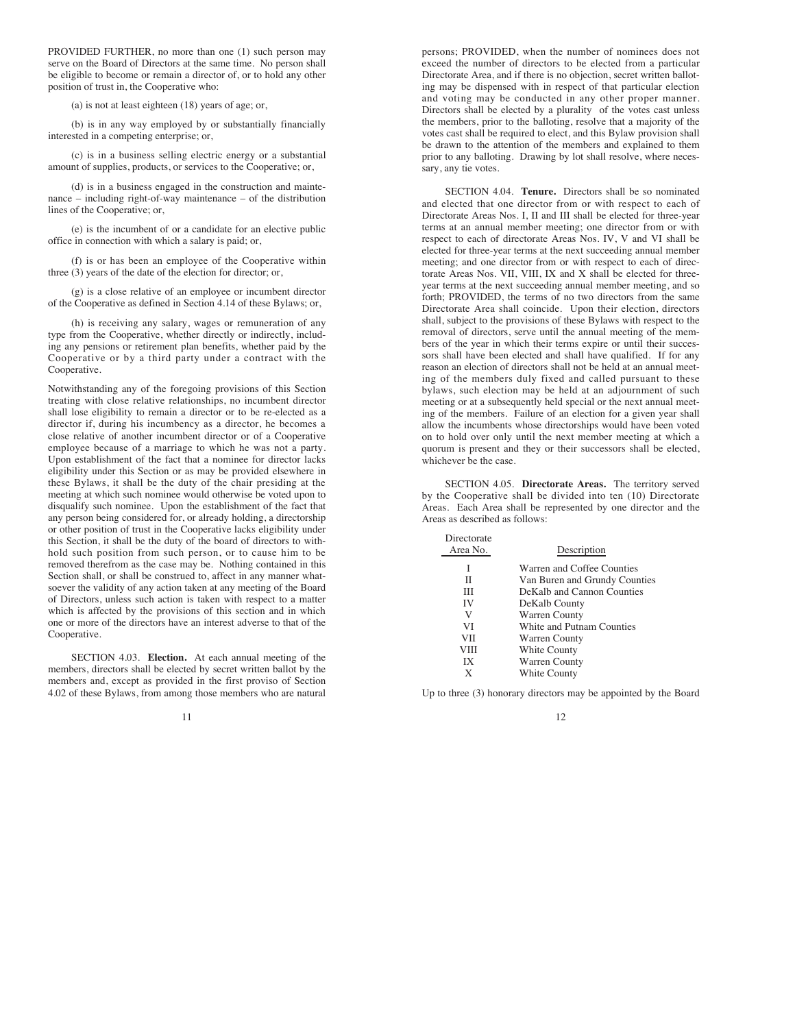PROVIDED FURTHER, no more than one (1) such person may serve on the Board of Directors at the same time. No person shall be eligible to become or remain a director of, or to hold any other position of trust in, the Cooperative who:

(a) is not at least eighteen (18) years of age; or,

(b) is in any way employed by or substantially financially interested in a competing enterprise; or,

(c) is in a business selling electric energy or a substantial amount of supplies, products, or services to the Cooperative; or,

(d) is in a business engaged in the construction and maintenance – including right-of-way maintenance – of the distribution lines of the Cooperative; or,

(e) is the incumbent of or a candidate for an elective public office in connection with which a salary is paid; or,

(f) is or has been an employee of the Cooperative within three (3) years of the date of the election for director; or,

(g) is a close relative of an employee or incumbent director of the Cooperative as defined in Section 4.14 of these Bylaws; or,

(h) is receiving any salary, wages or remuneration of any type from the Cooperative, whether directly or indirectly, including any pensions or retirement plan benefits, whether paid by the Cooperative or by a third party under a contract with the Cooperative.

Notwithstanding any of the foregoing provisions of this Section treating with close relative relationships, no incumbent director shall lose eligibility to remain a director or to be re-elected as a director if, during his incumbency as a director, he becomes a close relative of another incumbent director or of a Cooperative employee because of a marriage to which he was not a party. Upon establishment of the fact that a nominee for director lacks eligibility under this Section or as may be provided elsewhere in these Bylaws, it shall be the duty of the chair presiding at the meeting at which such nominee would otherwise be voted upon to disqualify such nominee. Upon the establishment of the fact that any person being considered for, or already holding, a directorship or other position of trust in the Cooperative lacks eligibility under this Section, it shall be the duty of the board of directors to withhold such position from such person, or to cause him to be removed therefrom as the case may be. Nothing contained in this Section shall, or shall be construed to, affect in any manner whatsoever the validity of any action taken at any meeting of the Board of Directors, unless such action is taken with respect to a matter which is affected by the provisions of this section and in which one or more of the directors have an interest adverse to that of the Cooperative.

SECTION 4.03. **Election.** At each annual meeting of the members, directors shall be elected by secret written ballot by the members and, except as provided in the first proviso of Section 4.02 of these Bylaws, from among those members who are natural persons; PROVIDED, when the number of nominees does not exceed the number of directors to be elected from a particular Directorate Area, and if there is no objection, secret written balloting may be dispensed with in respect of that particular election and voting may be conducted in any other proper manner. Directors shall be elected by a plurality of the votes cast unless the members, prior to the balloting, resolve that a majority of the votes cast shall be required to elect, and this Bylaw provision shall be drawn to the attention of the members and explained to them prior to any balloting. Drawing by lot shall resolve, where necessary, any tie votes.

SECTION 4.04. **Tenure.** Directors shall be so nominated and elected that one director from or with respect to each of Directorate Areas Nos. I, II and III shall be elected for three-year terms at an annual member meeting; one director from or with respect to each of directorate Areas Nos. IV, V and VI shall be elected for three-year terms at the next succeeding annual member meeting; and one director from or with respect to each of directorate Areas Nos. VII, VIII, IX and X shall be elected for three-year terms at the next succeeding annual member meeting, and so forth; PROVIDED, the terms of no two directors from the same Directorate Area shall coincide. Upon their election, directors shall, subject to the provisions of these Bylaws with respect to the removal of directors, serve until the annual meeting of the members of the year in which their terms expire or until their successors shall have been elected and shall have qualified. If for any reason an election of directors shall not be held at an annual meeting of the members duly fixed and called pursuant to these bylaws, such election may be held at an adjournment of such meeting or at a subsequently held special or the next annual meeting of the members. Failure of an election for a given year shall allow the incumbents whose directorships would have been voted on to hold over only until the next member meeting at which a quorum is present and they or their successors shall be elected, whichever be the case.

SECTION 4.05. **Directorate Areas.** The territory served by the Cooperative shall be divided into ten (10) Directorate Areas. Each Area shall be represented by one director and the Areas as described as follows:

| Directorate Area No. | Description |
|---|---|
| I | Warren and Coffee Counties |
| II | Van Buren and Grundy Counties |
| III | DeKalb and Cannon Counties |
| IV | DeKalb County |
| V | Warren County |
| VI | White and Putnam Counties |
| VII | Warren County |
| VIII | White County |
| IX | Warren County |
| X | White County |

Up to three (3) honorary directors may be appointed by the Board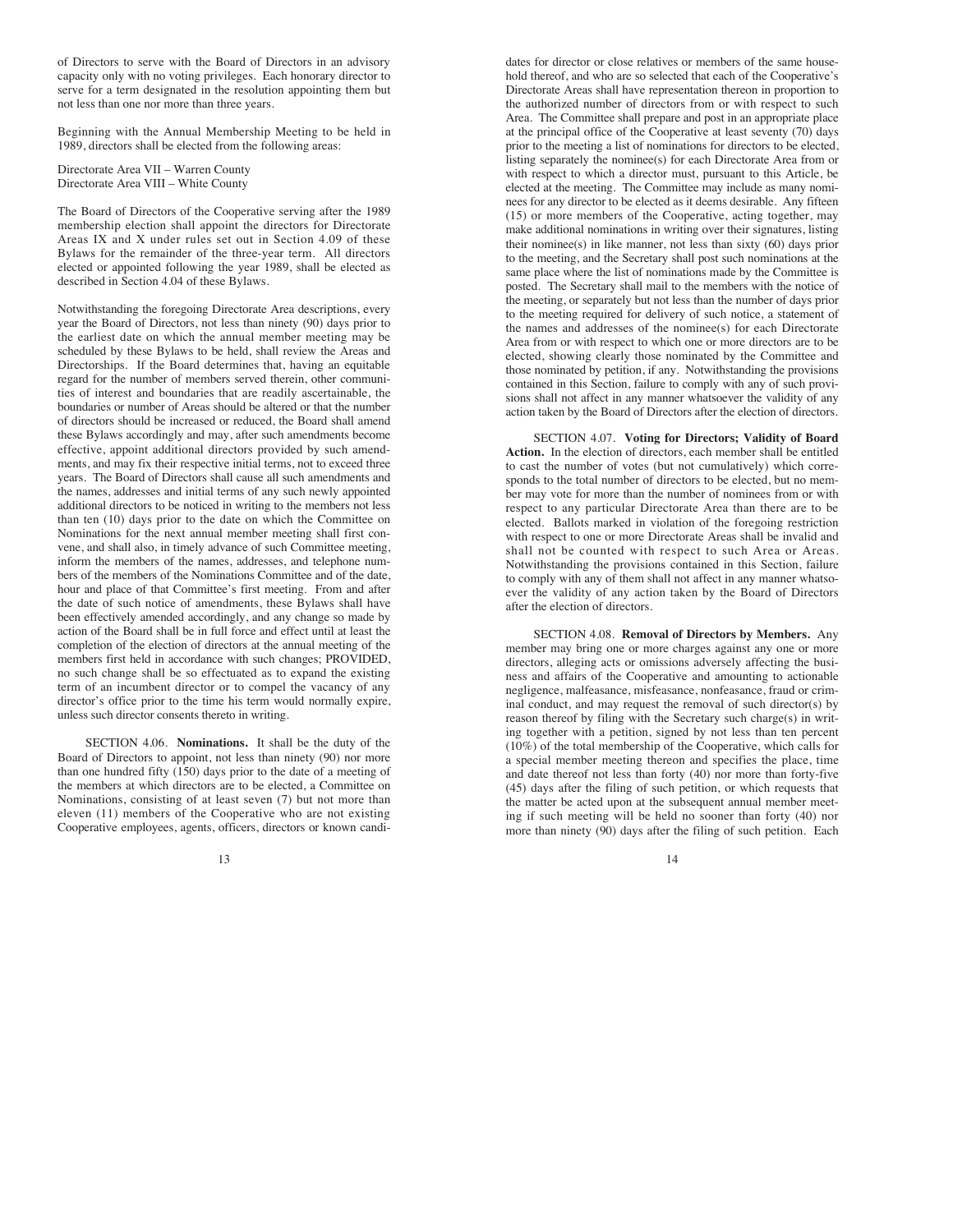of Directors to serve with the Board of Directors in an advisory capacity only with no voting privileges. Each honorary director to serve for a term designated in the resolution appointing them but not less than one nor more than three years.

Beginning with the Annual Membership Meeting to be held in 1989, directors shall be elected from the following areas:

Directorate Area VII – Warren County
Directorate Area VIII – White County

The Board of Directors of the Cooperative serving after the 1989 membership election shall appoint the directors for Directorate Areas IX and X under rules set out in Section 4.09 of these Bylaws for the remainder of the three-year term. All directors elected or appointed following the year 1989, shall be elected as described in Section 4.04 of these Bylaws.

Notwithstanding the foregoing Directorate Area descriptions, every year the Board of Directors, not less than ninety (90) days prior to the earliest date on which the annual member meeting may be scheduled by these Bylaws to be held, shall review the Areas and Directorships. If the Board determines that, having an equitable regard for the number of members served therein, other communities of interest and boundaries that are readily ascertainable, the boundaries or number of Areas should be altered or that the number of directors should be increased or reduced, the Board shall amend these Bylaws accordingly and may, after such amendments become effective, appoint additional directors provided by such amendments, and may fix their respective initial terms, not to exceed three years. The Board of Directors shall cause all such amendments and the names, addresses and initial terms of any such newly appointed additional directors to be noticed in writing to the members not less than ten (10) days prior to the date on which the Committee on Nominations for the next annual member meeting shall first convene, and shall also, in timely advance of such Committee meeting, inform the members of the names, addresses, and telephone numbers of the members of the Nominations Committee and of the date, hour and place of that Committee's first meeting. From and after the date of such notice of amendments, these Bylaws shall have been effectively amended accordingly, and any change so made by action of the Board shall be in full force and effect until at least the completion of the election of directors at the annual meeting of the members first held in accordance with such changes; PROVIDED, no such change shall be so effectuated as to expand the existing term of an incumbent director or to compel the vacancy of any director's office prior to the time his term would normally expire, unless such director consents thereto in writing.

SECTION 4.06. **Nominations.** It shall be the duty of the Board of Directors to appoint, not less than ninety (90) nor more than one hundred fifty (150) days prior to the date of a meeting of the members at which directors are to be elected, a Committee on Nominations, consisting of at least seven (7) but not more than eleven (11) members of the Cooperative who are not existing Cooperative employees, agents, officers, directors or known candidates for director or close relatives or members of the same household thereof, and who are so selected that each of the Cooperative's Directorate Areas shall have representation thereon in proportion to the authorized number of directors from or with respect to such Area. The Committee shall prepare and post in an appropriate place at the principal office of the Cooperative at least seventy (70) days prior to the meeting a list of nominations for directors to be elected, listing separately the nominee(s) for each Directorate Area from or with respect to which a director must, pursuant to this Article, be elected at the meeting. The Committee may include as many nominees for any director to be elected as it deems desirable. Any fifteen (15) or more members of the Cooperative, acting together, may make additional nominations in writing over their signatures, listing their nominee(s) in like manner, not less than sixty (60) days prior to the meeting, and the Secretary shall post such nominations at the same place where the list of nominations made by the Committee is posted. The Secretary shall mail to the members with the notice of the meeting, or separately but not less than the number of days prior to the meeting required for delivery of such notice, a statement of the names and addresses of the nominee(s) for each Directorate Area from or with respect to which one or more directors are to be elected, showing clearly those nominated by the Committee and those nominated by petition, if any. Notwithstanding the provisions contained in this Section, failure to comply with any of such provisions shall not affect in any manner whatsoever the validity of any action taken by the Board of Directors after the election of directors.

SECTION 4.07. **Voting for Directors; Validity of Board Action.** In the election of directors, each member shall be entitled to cast the number of votes (but not cumulatively) which corresponds to the total number of directors to be elected, but no member may vote for more than the number of nominees from or with respect to any particular Directorate Area than there are to be elected. Ballots marked in violation of the foregoing restriction with respect to one or more Directorate Areas shall be invalid and shall not be counted with respect to such Area or Areas. Notwithstanding the provisions contained in this Section, failure to comply with any of them shall not affect in any manner whatsoever the validity of any action taken by the Board of Directors after the election of directors.

SECTION 4.08. **Removal of Directors by Members.** Any member may bring one or more charges against any one or more directors, alleging acts or omissions adversely affecting the business and affairs of the Cooperative and amounting to actionable negligence, malfeasance, misfeasance, nonfeasance, fraud or criminal conduct, and may request the removal of such director(s) by reason thereof by filing with the Secretary such charge(s) in writing together with a petition, signed by not less than ten percent (10%) of the total membership of the Cooperative, which calls for a special member meeting thereon and specifies the place, time and date thereof not less than forty (40) nor more than forty-five (45) days after the filing of such petition, or which requests that the matter be acted upon at the subsequent annual member meeting if such meeting will be held no sooner than forty (40) nor more than ninety (90) days after the filing of such petition. Each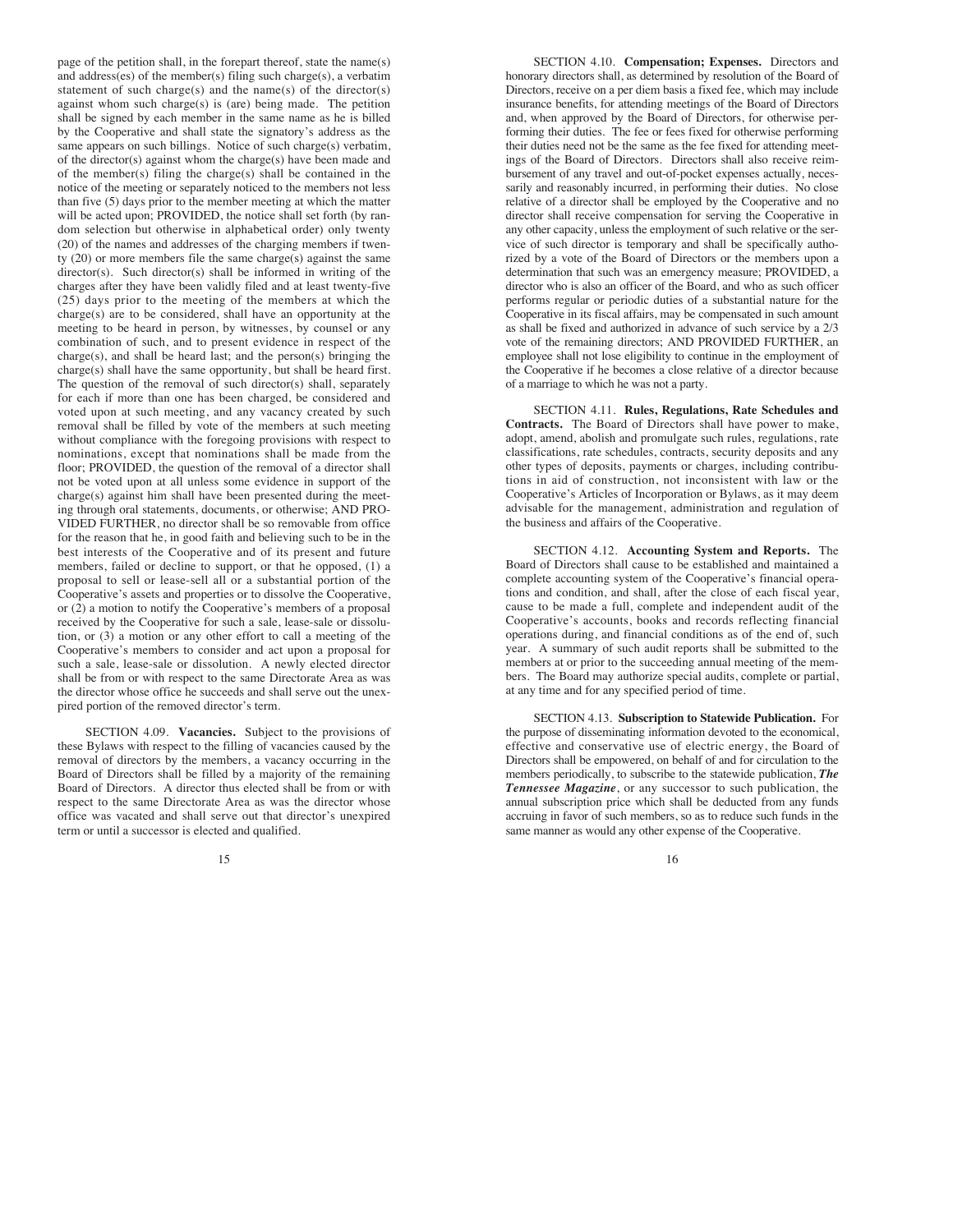page of the petition shall, in the forepart thereof, state the name(s) and address(es) of the member(s) filing such charge(s), a verbatim statement of such charge(s) and the name(s) of the director(s) against whom such charge(s) is (are) being made. The petition shall be signed by each member in the same name as he is billed by the Cooperative and shall state the signatory's address as the same appears on such billings. Notice of such charge(s) verbatim, of the director(s) against whom the charge(s) have been made and of the member(s) filing the charge(s) shall be contained in the notice of the meeting or separately noticed to the members not less than five (5) days prior to the member meeting at which the matter will be acted upon; PROVIDED, the notice shall set forth (by random selection but otherwise in alphabetical order) only twenty (20) of the names and addresses of the charging members if twenty (20) or more members file the same charge(s) against the same director(s). Such director(s) shall be informed in writing of the charges after they have been validly filed and at least twenty-five (25) days prior to the meeting of the members at which the charge(s) are to be considered, shall have an opportunity at the meeting to be heard in person, by witnesses, by counsel or any combination of such, and to present evidence in respect of the charge(s), and shall be heard last; and the person(s) bringing the charge(s) shall have the same opportunity, but shall be heard first. The question of the removal of such director(s) shall, separately for each if more than one has been charged, be considered and voted upon at such meeting, and any vacancy created by such removal shall be filled by vote of the members at such meeting without compliance with the foregoing provisions with respect to nominations, except that nominations shall be made from the floor; PROVIDED, the question of the removal of a director shall not be voted upon at all unless some evidence in support of the charge(s) against him shall have been presented during the meeting through oral statements, documents, or otherwise; AND PROVIDED FURTHER, no director shall be so removable from office for the reason that he, in good faith and believing such to be in the best interests of the Cooperative and of its present and future members, failed or decline to support, or that he opposed, (1) a proposal to sell or lease-sell all or a substantial portion of the Cooperative's assets and properties or to dissolve the Cooperative, or (2) a motion to notify the Cooperative's members of a proposal received by the Cooperative for such a sale, lease-sale or dissolution, or (3) a motion or any other effort to call a meeting of the Cooperative's members to consider and act upon a proposal for such a sale, lease-sale or dissolution. A newly elected director shall be from or with respect to the same Directorate Area as was the director whose office he succeeds and shall serve out the unexpired portion of the removed director's term.

SECTION 4.09. **Vacancies.** Subject to the provisions of these Bylaws with respect to the filling of vacancies caused by the removal of directors by the members, a vacancy occurring in the Board of Directors shall be filled by a majority of the remaining Board of Directors. A director thus elected shall be from or with respect to the same Directorate Area as was the director whose office was vacated and shall serve out that director's unexpired term or until a successor is elected and qualified.

SECTION 4.10. **Compensation; Expenses.** Directors and honorary directors shall, as determined by resolution of the Board of Directors, receive on a per diem basis a fixed fee, which may include insurance benefits, for attending meetings of the Board of Directors and, when approved by the Board of Directors, for otherwise performing their duties. The fee or fees fixed for otherwise performing their duties need not be the same as the fee fixed for attending meetings of the Board of Directors. Directors shall also receive reimbursement of any travel and out-of-pocket expenses actually, necessarily and reasonably incurred, in performing their duties. No close relative of a director shall be employed by the Cooperative and no director shall receive compensation for serving the Cooperative in any other capacity, unless the employment of such relative or the service of such director is temporary and shall be specifically authorized by a vote of the Board of Directors or the members upon a determination that such was an emergency measure; PROVIDED, a director who is also an officer of the Board, and who as such officer performs regular or periodic duties of a substantial nature for the Cooperative in its fiscal affairs, may be compensated in such amount as shall be fixed and authorized in advance of such service by a 2/3 vote of the remaining directors; AND PROVIDED FURTHER, an employee shall not lose eligibility to continue in the employment of the Cooperative if he becomes a close relative of a director because of a marriage to which he was not a party.

SECTION 4.11. **Rules, Regulations, Rate Schedules and Contracts.** The Board of Directors shall have power to make, adopt, amend, abolish and promulgate such rules, regulations, rate classifications, rate schedules, contracts, security deposits and any other types of deposits, payments or charges, including contributions in aid of construction, not inconsistent with law or the Cooperative's Articles of Incorporation or Bylaws, as it may deem advisable for the management, administration and regulation of the business and affairs of the Cooperative.

SECTION 4.12. **Accounting System and Reports.** The Board of Directors shall cause to be established and maintained a complete accounting system of the Cooperative's financial operations and condition, and shall, after the close of each fiscal year, cause to be made a full, complete and independent audit of the Cooperative's accounts, books and records reflecting financial operations during, and financial conditions as of the end of, such year. A summary of such audit reports shall be submitted to the members at or prior to the succeeding annual meeting of the members. The Board may authorize special audits, complete or partial, at any time and for any specified period of time.

SECTION 4.13. **Subscription to Statewide Publication.** For the purpose of disseminating information devoted to the economical, effective and conservative use of electric energy, the Board of Directors shall be empowered, on behalf of and for circulation to the members periodically, to subscribe to the statewide publication, ***The Tennessee Magazine***, or any successor to such publication, the annual subscription price which shall be deducted from any funds accruing in favor of such members, so as to reduce such funds in the same manner as would any other expense of the Cooperative.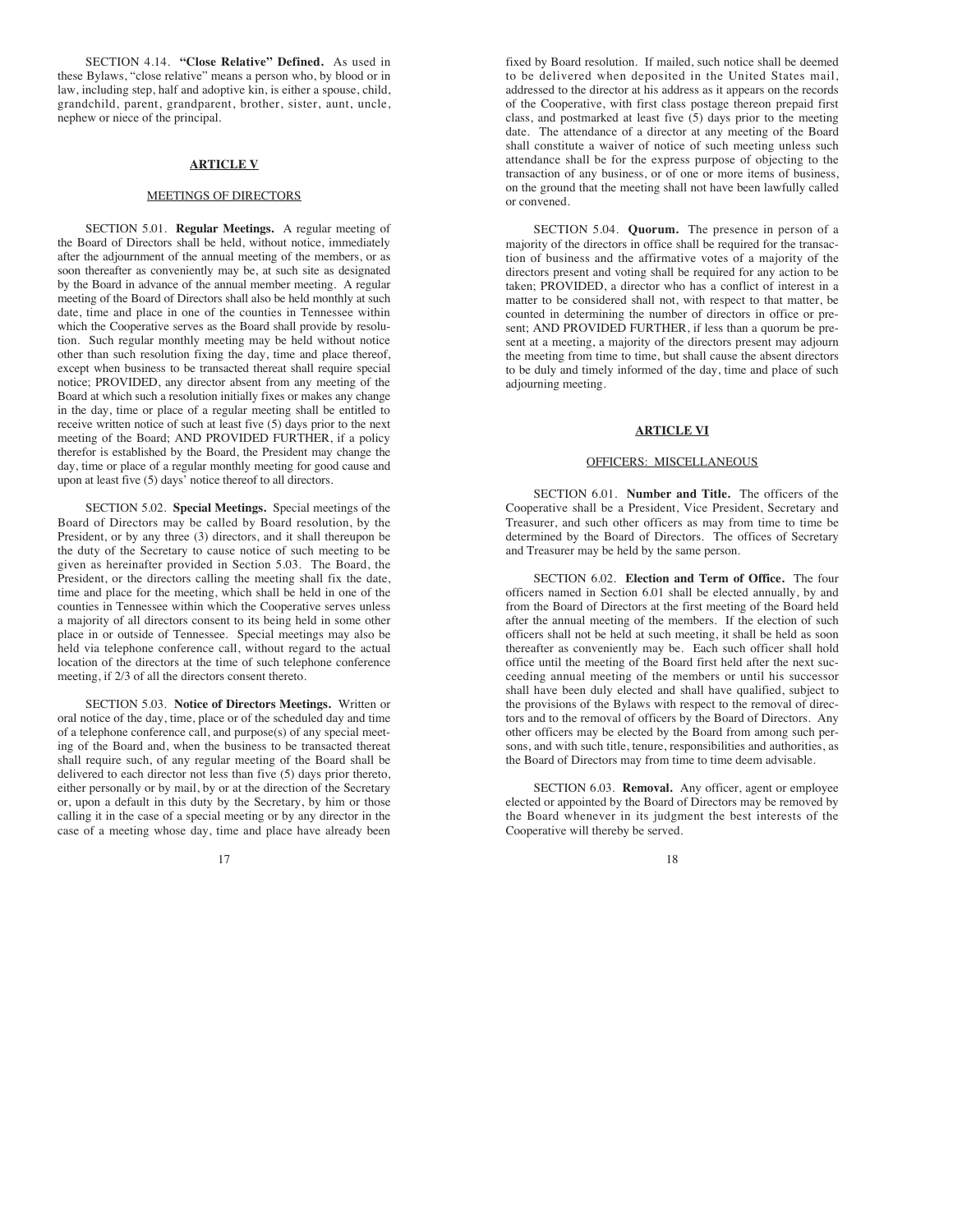SECTION 4.14. **"Close Relative" Defined.** As used in these Bylaws, "close relative" means a person who, by blood or in law, including step, half and adoptive kin, is either a spouse, child, grandchild, parent, grandparent, brother, sister, aunt, uncle, nephew or niece of the principal.

## ARTICLE V

### MEETINGS OF DIRECTORS

SECTION 5.01. **Regular Meetings.** A regular meeting of the Board of Directors shall be held, without notice, immediately after the adjournment of the annual meeting of the members, or as soon thereafter as conveniently may be, at such site as designated by the Board in advance of the annual member meeting. A regular meeting of the Board of Directors shall also be held monthly at such date, time and place in one of the counties in Tennessee within which the Cooperative serves as the Board shall provide by resolution. Such regular monthly meeting may be held without notice other than such resolution fixing the day, time and place thereof, except when business to be transacted thereat shall require special notice; PROVIDED, any director absent from any meeting of the Board at which such a resolution initially fixes or makes any change in the day, time or place of a regular meeting shall be entitled to receive written notice of such at least five (5) days prior to the next meeting of the Board; AND PROVIDED FURTHER, if a policy therefor is established by the Board, the President may change the day, time or place of a regular monthly meeting for good cause and upon at least five (5) days' notice thereof to all directors.

SECTION 5.02. **Special Meetings.** Special meetings of the Board of Directors may be called by Board resolution, by the President, or by any three (3) directors, and it shall thereupon be the duty of the Secretary to cause notice of such meeting to be given as hereinafter provided in Section 5.03. The Board, the President, or the directors calling the meeting shall fix the date, time and place for the meeting, which shall be held in one of the counties in Tennessee within which the Cooperative serves unless a majority of all directors consent to its being held in some other place in or outside of Tennessee. Special meetings may also be held via telephone conference call, without regard to the actual location of the directors at the time of such telephone conference meeting, if 2/3 of all the directors consent thereto.

SECTION 5.03. **Notice of Directors Meetings.** Written or oral notice of the day, time, place or of the scheduled day and time of a telephone conference call, and purpose(s) of any special meeting of the Board and, when the business to be transacted thereat shall require such, of any regular meeting of the Board shall be delivered to each director not less than five (5) days prior thereto, either personally or by mail, by or at the direction of the Secretary or, upon a default in this duty by the Secretary, by him or those calling it in the case of a special meeting or by any director in the case of a meeting whose day, time and place have already been fixed by Board resolution. If mailed, such notice shall be deemed to be delivered when deposited in the United States mail, addressed to the director at his address as it appears on the records of the Cooperative, with first class postage thereon prepaid first class, and postmarked at least five (5) days prior to the meeting date. The attendance of a director at any meeting of the Board shall constitute a waiver of notice of such meeting unless such attendance shall be for the express purpose of objecting to the transaction of any business, or of one or more items of business, on the ground that the meeting shall not have been lawfully called or convened.

SECTION 5.04. **Quorum.** The presence in person of a majority of the directors in office shall be required for the transaction of business and the affirmative votes of a majority of the directors present and voting shall be required for any action to be taken; PROVIDED, a director who has a conflict of interest in a matter to be considered shall not, with respect to that matter, be counted in determining the number of directors in office or present; AND PROVIDED FURTHER, if less than a quorum be present at a meeting, a majority of the directors present may adjourn the meeting from time to time, but shall cause the absent directors to be duly and timely informed of the day, time and place of such adjourning meeting.

## ARTICLE VI

### OFFICERS: MISCELLANEOUS

SECTION 6.01. **Number and Title.** The officers of the Cooperative shall be a President, Vice President, Secretary and Treasurer, and such other officers as may from time to time be determined by the Board of Directors. The offices of Secretary and Treasurer may be held by the same person.

SECTION 6.02. **Election and Term of Office.** The four officers named in Section 6.01 shall be elected annually, by and from the Board of Directors at the first meeting of the Board held after the annual meeting of the members. If the election of such officers shall not be held at such meeting, it shall be held as soon thereafter as conveniently may be. Each such officer shall hold office until the meeting of the Board first held after the next succeeding annual meeting of the members or until his successor shall have been duly elected and shall have qualified, subject to the provisions of the Bylaws with respect to the removal of directors and to the removal of officers by the Board of Directors. Any other officers may be elected by the Board from among such persons, and with such title, tenure, responsibilities and authorities, as the Board of Directors may from time to time deem advisable.

SECTION 6.03. **Removal.** Any officer, agent or employee elected or appointed by the Board of Directors may be removed by the Board whenever in its judgment the best interests of the Cooperative will thereby be served.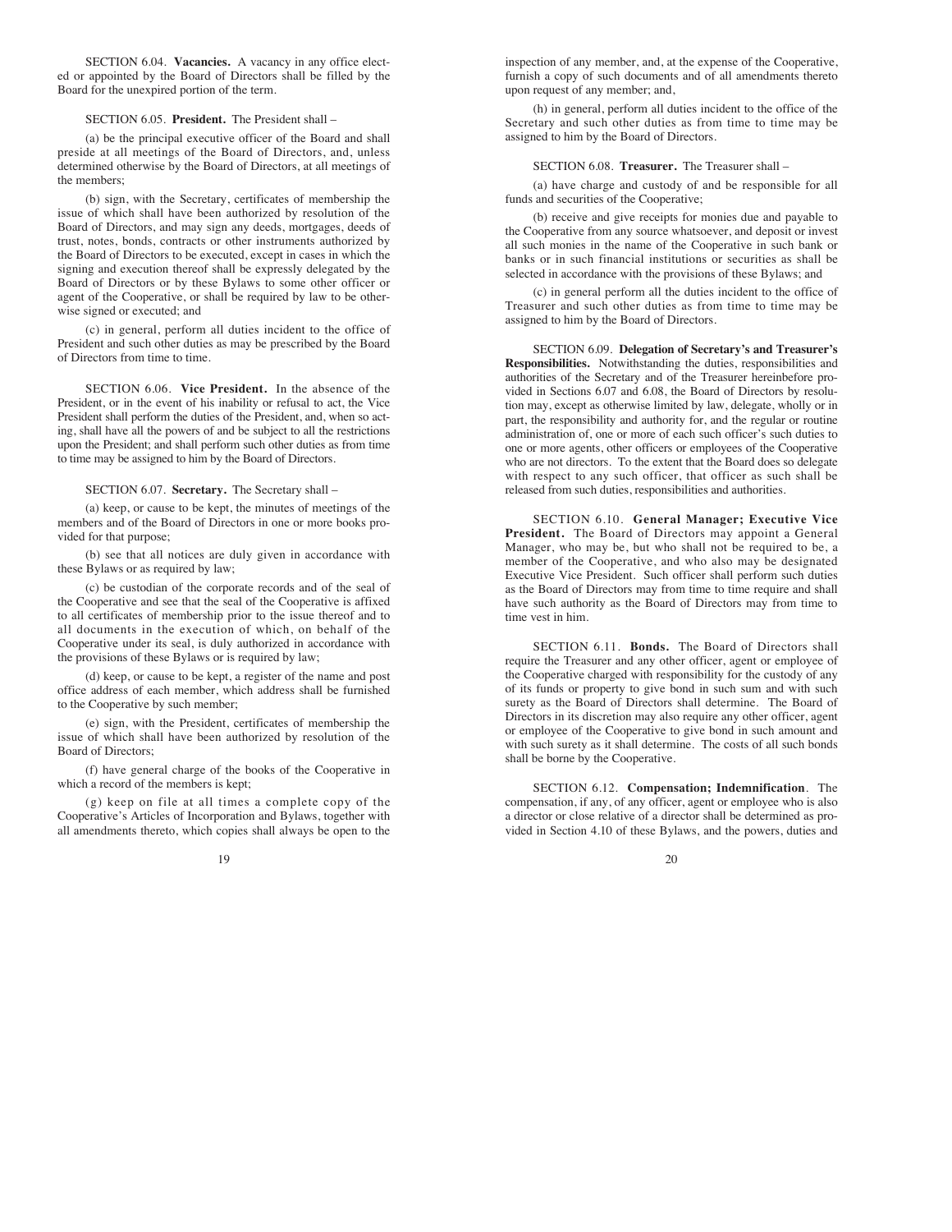SECTION 6.04. **Vacancies.** A vacancy in any office elected or appointed by the Board of Directors shall be filled by the Board for the unexpired portion of the term.

SECTION 6.05. **President.** The President shall –

(a) be the principal executive officer of the Board and shall preside at all meetings of the Board of Directors, and, unless determined otherwise by the Board of Directors, at all meetings of the members;

(b) sign, with the Secretary, certificates of membership the issue of which shall have been authorized by resolution of the Board of Directors, and may sign any deeds, mortgages, deeds of trust, notes, bonds, contracts or other instruments authorized by the Board of Directors to be executed, except in cases in which the signing and execution thereof shall be expressly delegated by the Board of Directors or by these Bylaws to some other officer or agent of the Cooperative, or shall be required by law to be otherwise signed or executed; and

(c) in general, perform all duties incident to the office of President and such other duties as may be prescribed by the Board of Directors from time to time.

SECTION 6.06. **Vice President.** In the absence of the President, or in the event of his inability or refusal to act, the Vice President shall perform the duties of the President, and, when so acting, shall have all the powers of and be subject to all the restrictions upon the President; and shall perform such other duties as from time to time may be assigned to him by the Board of Directors.

SECTION 6.07. **Secretary.** The Secretary shall –

(a) keep, or cause to be kept, the minutes of meetings of the members and of the Board of Directors in one or more books provided for that purpose;

(b) see that all notices are duly given in accordance with these Bylaws or as required by law;

(c) be custodian of the corporate records and of the seal of the Cooperative and see that the seal of the Cooperative is affixed to all certificates of membership prior to the issue thereof and to all documents in the execution of which, on behalf of the Cooperative under its seal, is duly authorized in accordance with the provisions of these Bylaws or is required by law;

(d) keep, or cause to be kept, a register of the name and post office address of each member, which address shall be furnished to the Cooperative by such member;

(e) sign, with the President, certificates of membership the issue of which shall have been authorized by resolution of the Board of Directors;

(f) have general charge of the books of the Cooperative in which a record of the members is kept;

(g) keep on file at all times a complete copy of the Cooperative's Articles of Incorporation and Bylaws, together with all amendments thereto, which copies shall always be open to the inspection of any member, and, at the expense of the Cooperative, furnish a copy of such documents and of all amendments thereto upon request of any member; and,

(h) in general, perform all duties incident to the office of the Secretary and such other duties as from time to time may be assigned to him by the Board of Directors.

SECTION 6.08. **Treasurer.** The Treasurer shall –

(a) have charge and custody of and be responsible for all funds and securities of the Cooperative;

(b) receive and give receipts for monies due and payable to the Cooperative from any source whatsoever, and deposit or invest all such monies in the name of the Cooperative in such bank or banks or in such financial institutions or securities as shall be selected in accordance with the provisions of these Bylaws; and

(c) in general perform all the duties incident to the office of Treasurer and such other duties as from time to time may be assigned to him by the Board of Directors.

SECTION 6.09. **Delegation of Secretary's and Treasurer's Responsibilities.** Notwithstanding the duties, responsibilities and authorities of the Secretary and of the Treasurer hereinbefore provided in Sections 6.07 and 6.08, the Board of Directors by resolution may, except as otherwise limited by law, delegate, wholly or in part, the responsibility and authority for, and the regular or routine administration of, one or more of each such officer's such duties to one or more agents, other officers or employees of the Cooperative who are not directors. To the extent that the Board does so delegate with respect to any such officer, that officer as such shall be released from such duties, responsibilities and authorities.

SECTION 6.10. **General Manager; Executive Vice President.** The Board of Directors may appoint a General Manager, who may be, but who shall not be required to be, a member of the Cooperative, and who also may be designated Executive Vice President. Such officer shall perform such duties as the Board of Directors may from time to time require and shall have such authority as the Board of Directors may from time to time vest in him.

SECTION 6.11. **Bonds.** The Board of Directors shall require the Treasurer and any other officer, agent or employee of the Cooperative charged with responsibility for the custody of any of its funds or property to give bond in such sum and with such surety as the Board of Directors shall determine. The Board of Directors in its discretion may also require any other officer, agent or employee of the Cooperative to give bond in such amount and with such surety as it shall determine. The costs of all such bonds shall be borne by the Cooperative.

SECTION 6.12. **Compensation; Indemnification**. The compensation, if any, of any officer, agent or employee who is also a director or close relative of a director shall be determined as provided in Section 4.10 of these Bylaws, and the powers, duties and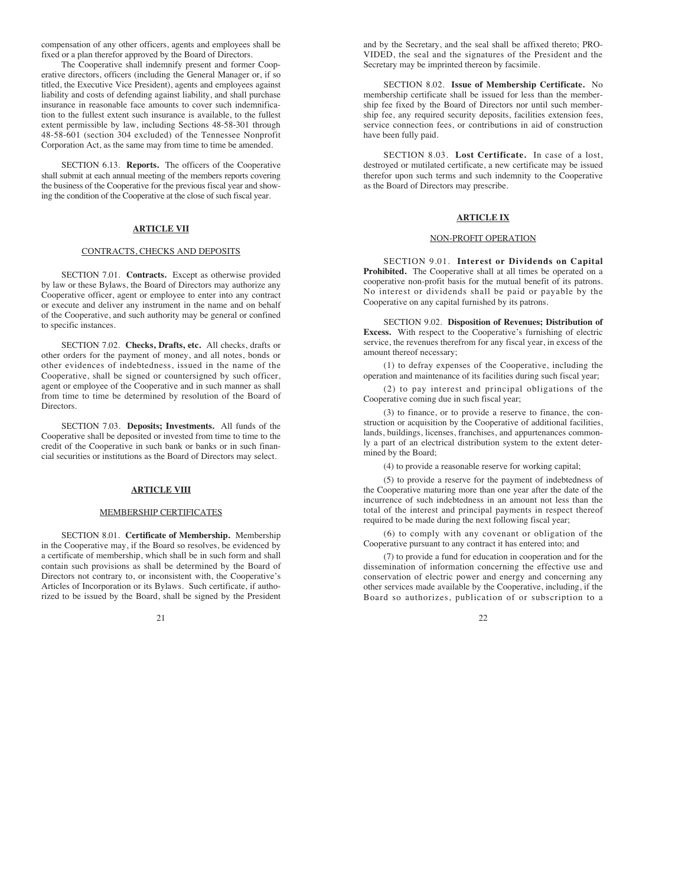compensation of any other officers, agents and employees shall be fixed or a plan therefor approved by the Board of Directors.

The Cooperative shall indemnify present and former Cooperative directors, officers (including the General Manager or, if so titled, the Executive Vice President), agents and employees against liability and costs of defending against liability, and shall purchase insurance in reasonable face amounts to cover such indemnification to the fullest extent such insurance is available, to the fullest extent permissible by law, including Sections 48-58-301 through 48-58-601 (section 304 excluded) of the Tennessee Nonprofit Corporation Act, as the same may from time to time be amended.

SECTION 6.13. **Reports.** The officers of the Cooperative shall submit at each annual meeting of the members reports covering the business of the Cooperative for the previous fiscal year and showing the condition of the Cooperative at the close of such fiscal year.

## ARTICLE VII

### CONTRACTS, CHECKS AND DEPOSITS

SECTION 7.01. **Contracts.** Except as otherwise provided by law or these Bylaws, the Board of Directors may authorize any Cooperative officer, agent or employee to enter into any contract or execute and deliver any instrument in the name and on behalf of the Cooperative, and such authority may be general or confined to specific instances.

SECTION 7.02. **Checks, Drafts, etc.** All checks, drafts or other orders for the payment of money, and all notes, bonds or other evidences of indebtedness, issued in the name of the Cooperative, shall be signed or countersigned by such officer, agent or employee of the Cooperative and in such manner as shall from time to time be determined by resolution of the Board of Directors.

SECTION 7.03. **Deposits; Investments.** All funds of the Cooperative shall be deposited or invested from time to time to the credit of the Cooperative in such bank or banks or in such financial securities or institutions as the Board of Directors may select.

## ARTICLE VIII

### MEMBERSHIP CERTIFICATES

SECTION 8.01. **Certificate of Membership.** Membership in the Cooperative may, if the Board so resolves, be evidenced by a certificate of membership, which shall be in such form and shall contain such provisions as shall be determined by the Board of Directors not contrary to, or inconsistent with, the Cooperative's Articles of Incorporation or its Bylaws. Such certificate, if authorized to be issued by the Board, shall be signed by the President and by the Secretary, and the seal shall be affixed thereto; PROVIDED, the seal and the signatures of the President and the Secretary may be imprinted thereon by facsimile.

SECTION 8.02. **Issue of Membership Certificate.** No membership certificate shall be issued for less than the membership fee fixed by the Board of Directors nor until such membership fee, any required security deposits, facilities extension fees, service connection fees, or contributions in aid of construction have been fully paid.

SECTION 8.03. **Lost Certificate.** In case of a lost, destroyed or mutilated certificate, a new certificate may be issued therefor upon such terms and such indemnity to the Cooperative as the Board of Directors may prescribe.

## ARTICLE IX

### NON-PROFIT OPERATION

SECTION 9.01. **Interest or Dividends on Capital Prohibited.** The Cooperative shall at all times be operated on a cooperative non-profit basis for the mutual benefit of its patrons. No interest or dividends shall be paid or payable by the Cooperative on any capital furnished by its patrons.

SECTION 9.02. **Disposition of Revenues; Distribution of Excess.** With respect to the Cooperative's furnishing of electric service, the revenues therefrom for any fiscal year, in excess of the amount thereof necessary;

(1) to defray expenses of the Cooperative, including the operation and maintenance of its facilities during such fiscal year;

(2) to pay interest and principal obligations of the Cooperative coming due in such fiscal year;

(3) to finance, or to provide a reserve to finance, the construction or acquisition by the Cooperative of additional facilities, lands, buildings, licenses, franchises, and appurtenances commonly a part of an electrical distribution system to the extent determined by the Board;

(4) to provide a reasonable reserve for working capital;

(5) to provide a reserve for the payment of indebtedness of the Cooperative maturing more than one year after the date of the incurrence of such indebtedness in an amount not less than the total of the interest and principal payments in respect thereof required to be made during the next following fiscal year;

(6) to comply with any covenant or obligation of the Cooperative pursuant to any contract it has entered into; and

(7) to provide a fund for education in cooperation and for the dissemination of information concerning the effective use and conservation of electric power and energy and concerning any other services made available by the Cooperative, including, if the Board so authorizes, publication of or subscription to a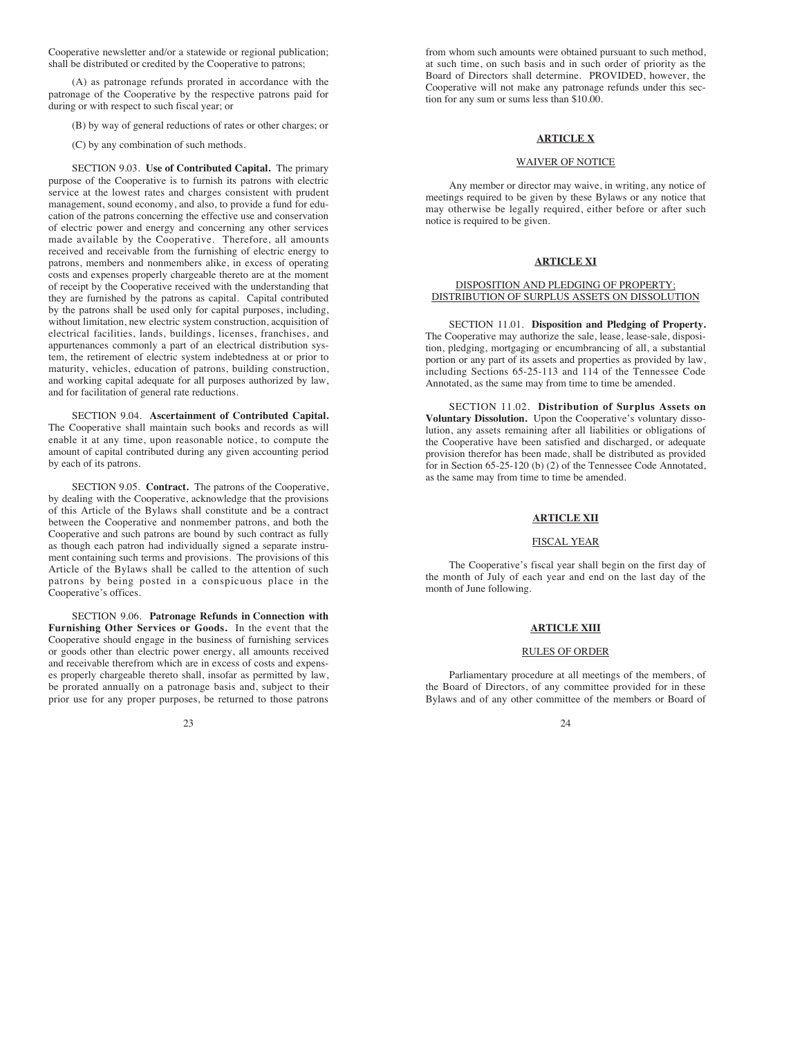Cooperative newsletter and/or a statewide or regional publication; shall be distributed or credited by the Cooperative to patrons;

(A) as patronage refunds prorated in accordance with the patronage of the Cooperative by the respective patrons paid for during or with respect to such fiscal year; or

(B) by way of general reductions of rates or other charges; or

(C) by any combination of such methods.

SECTION 9.03. **Use of Contributed Capital.** The primary purpose of the Cooperative is to furnish its patrons with electric service at the lowest rates and charges consistent with prudent management, sound economy, and also, to provide a fund for education of the patrons concerning the effective use and conservation of electric power and energy and concerning any other services made available by the Cooperative. Therefore, all amounts received and receivable from the furnishing of electric energy to patrons, members and nonmembers alike, in excess of operating costs and expenses properly chargeable thereto are at the moment of receipt by the Cooperative received with the understanding that they are furnished by the patrons as capital. Capital contributed by the patrons shall be used only for capital purposes, including, without limitation, new electric system construction, acquisition of electrical facilities, lands, buildings, licenses, franchises, and appurtenances commonly a part of an electrical distribution system, the retirement of electric system indebtedness at or prior to maturity, vehicles, education of patrons, building construction, and working capital adequate for all purposes authorized by law, and for facilitation of general rate reductions.

SECTION 9.04. **Ascertainment of Contributed Capital.** The Cooperative shall maintain such books and records as will enable it at any time, upon reasonable notice, to compute the amount of capital contributed during any given accounting period by each of its patrons.

SECTION 9.05. **Contract.** The patrons of the Cooperative, by dealing with the Cooperative, acknowledge that the provisions of this Article of the Bylaws shall constitute and be a contract between the Cooperative and nonmember patrons, and both the Cooperative and such patrons are bound by such contract as fully as though each patron had individually signed a separate instrument containing such terms and provisions. The provisions of this Article of the Bylaws shall be called to the attention of such patrons by being posted in a conspicuous place in the Cooperative's offices.

SECTION 9.06. **Patronage Refunds in Connection with Furnishing Other Services or Goods.** In the event that the Cooperative should engage in the business of furnishing services or goods other than electric power energy, all amounts received and receivable therefrom which are in excess of costs and expenses properly chargeable thereto shall, insofar as permitted by law, be prorated annually on a patronage basis and, subject to their prior use for any proper purposes, be returned to those patrons from whom such amounts were obtained pursuant to such method, at such time, on such basis and in such order of priority as the Board of Directors shall determine. PROVIDED, however, the Cooperative will not make any patronage refunds under this section for any sum or sums less than $10.00.

## ARTICLE X

### WAIVER OF NOTICE

Any member or director may waive, in writing, any notice of meetings required to be given by these Bylaws or any notice that may otherwise be legally required, either before or after such notice is required to be given.

## ARTICLE XI

### DISPOSITION AND PLEDGING OF PROPERTY; DISTRIBUTION OF SURPLUS ASSETS ON DISSOLUTION

SECTION 11.01. **Disposition and Pledging of Property.** The Cooperative may authorize the sale, lease, lease-sale, disposition, pledging, mortgaging or encumbrancing of all, a substantial portion or any part of its assets and properties as provided by law, including Sections 65-25-113 and 114 of the Tennessee Code Annotated, as the same may from time to time be amended.

SECTION 11.02. **Distribution of Surplus Assets on Voluntary Dissolution.** Upon the Cooperative's voluntary dissolution, any assets remaining after all liabilities or obligations of the Cooperative have been satisfied and discharged, or adequate provision therefor has been made, shall be distributed as provided for in Section 65-25-120 (b) (2) of the Tennessee Code Annotated, as the same may from time to time be amended.

## ARTICLE XII

### FISCAL YEAR

The Cooperative's fiscal year shall begin on the first day of the month of July of each year and end on the last day of the month of June following.

## ARTICLE XIII

### RULES OF ORDER

Parliamentary procedure at all meetings of the members, of the Board of Directors, of any committee provided for in these Bylaws and of any other committee of the members or Board of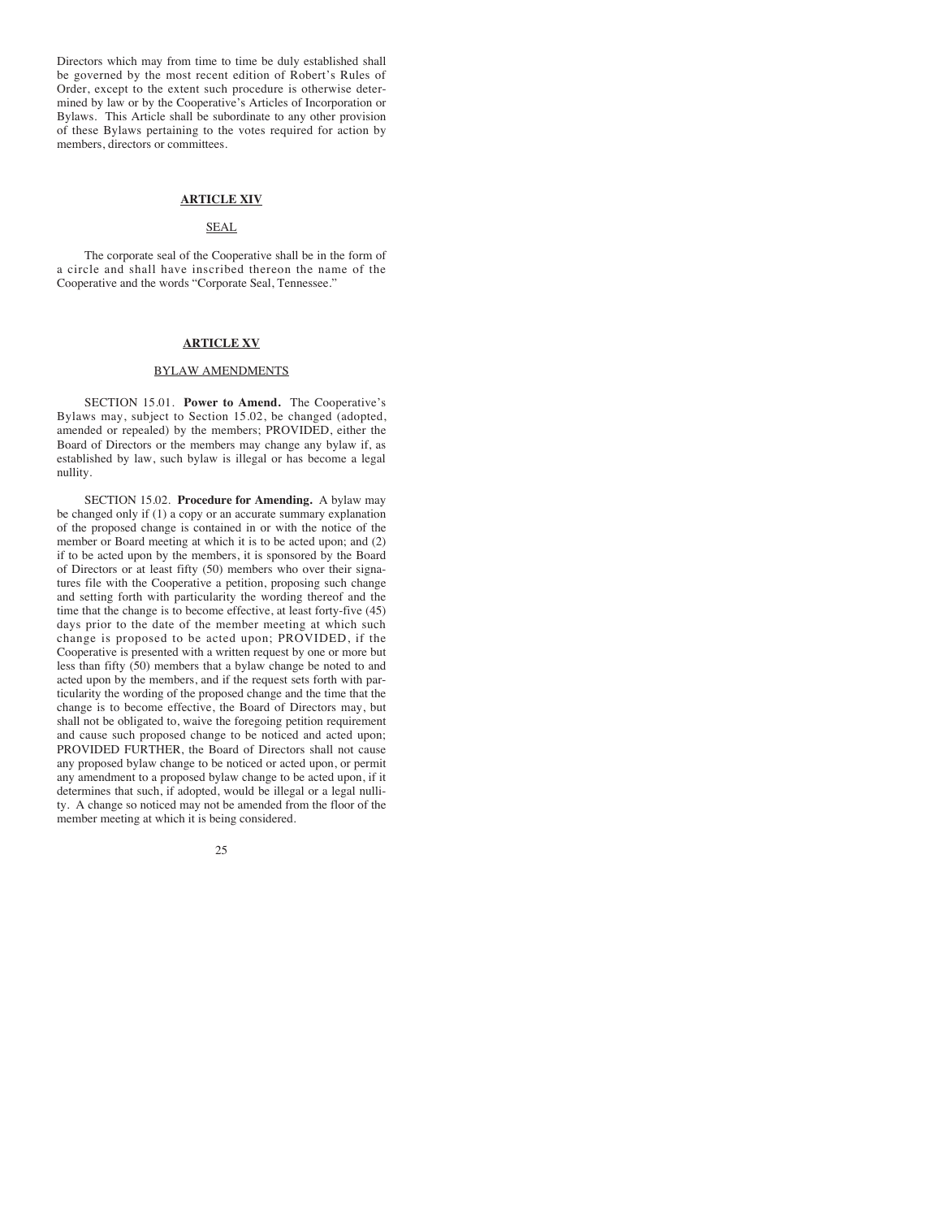Directors which may from time to time be duly established shall be governed by the most recent edition of Robert's Rules of Order, except to the extent such procedure is otherwise determined by law or by the Cooperative's Articles of Incorporation or Bylaws. This Article shall be subordinate to any other provision of these Bylaws pertaining to the votes required for action by members, directors or committees.

## ARTICLE XIV

### SEAL

The corporate seal of the Cooperative shall be in the form of a circle and shall have inscribed thereon the name of the Cooperative and the words "Corporate Seal, Tennessee."

## ARTICLE XV

### BYLAW AMENDMENTS

SECTION 15.01. **Power to Amend.** The Cooperative's Bylaws may, subject to Section 15.02, be changed (adopted, amended or repealed) by the members; PROVIDED, either the Board of Directors or the members may change any bylaw if, as established by law, such bylaw is illegal or has become a legal nullity.

SECTION 15.02. **Procedure for Amending.** A bylaw may be changed only if (1) a copy or an accurate summary explanation of the proposed change is contained in or with the notice of the member or Board meeting at which it is to be acted upon; and (2) if to be acted upon by the members, it is sponsored by the Board of Directors or at least fifty (50) members who over their signatures file with the Cooperative a petition, proposing such change and setting forth with particularity the wording thereof and the time that the change is to become effective, at least forty-five (45) days prior to the date of the member meeting at which such change is proposed to be acted upon; PROVIDED, if the Cooperative is presented with a written request by one or more but less than fifty (50) members that a bylaw change be noted to and acted upon by the members, and if the request sets forth with particularity the wording of the proposed change and the time that the change is to become effective, the Board of Directors may, but shall not be obligated to, waive the foregoing petition requirement and cause such proposed change to be noticed and acted upon; PROVIDED FURTHER, the Board of Directors shall not cause any proposed bylaw change to be noticed or acted upon, or permit any amendment to a proposed bylaw change to be acted upon, if it determines that such, if adopted, would be illegal or a legal nullity. A change so noticed may not be amended from the floor of the member meeting at which it is being considered.